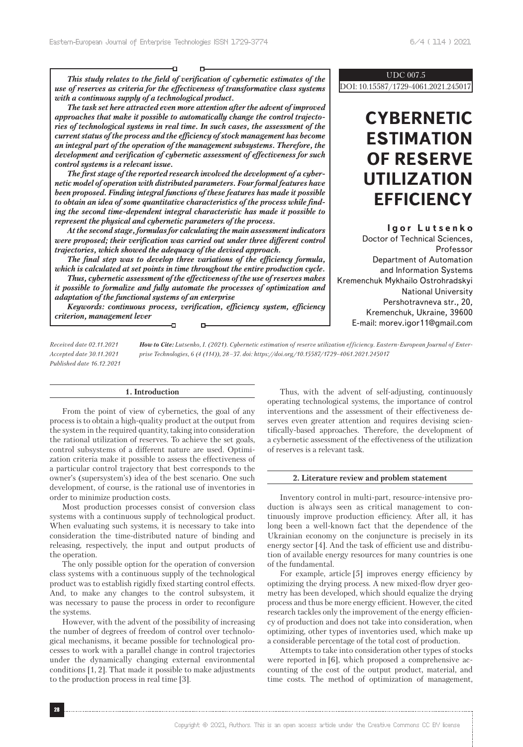UDC 007.5

DOI: 10.15587/1729-4061.2021.245017

# CYBERNETIC ESTIMATION OF RESERVE UTILIZATION EFFICIENCY

**Igor Lutsenko**
Doctor of Technical Sciences, Professor
Department of Automation and Information Systems
Kremenchuk Mykhailo Ostrohradskyi National University
Pershotravneva str., 20, Kremenchuk, Ukraine, 39600
E-mail: morev.igor11@gmail.com

***This study relates to the field of verification of cybernetic estimates of the use of reserves as criteria for the effectiveness of transformative class systems with a continuous supply of a technological product.***

***The task set here attracted even more attention after the advent of improved approaches that make it possible to automatically change the control trajectories of technological systems in real time. In such cases, the assessment of the current status of the process and the efficiency of stock management has become an integral part of the operation of the management subsystems. Therefore, the development and verification of cybernetic assessment of effectiveness for such control systems is a relevant issue.***

***The first stage of the reported research involved the development of a cybernetic model of operation with distributed parameters. Four formal features have been proposed. Finding integral functions of these features has made it possible to obtain an idea of some quantitative characteristics of the process while finding the second time-dependent integral characteristic has made it possible to represent the physical and cybernetic parameters of the process.***

***At the second stage, formulas for calculating the main assessment indicators were proposed; their verification was carried out under three different control trajectories, which showed the adequacy of the devised approach.***

***The final step was to develop three variations of the efficiency formula, which is calculated at set points in time throughout the entire production cycle.***

***Thus, cybernetic assessment of the effectiveness of the use of reserves makes it possible to formalize and fully automate the processes of optimization and adaptation of the functional systems of an enterprise***

***Keywords: continuous process, verification, efficiency system, efficiency criterion, management lever***

*Received date 02.11.2021*
*Accepted date 30.11.2021*
*Published date 16.12.2021*

***How to Cite:*** *Lutsenko, I. (2021). Cybernetic estimation of reserve utilization efficiency. Eastern-European Journal of Enterprise Technologies, 6 (4 (114)), 28–37. doi: https://doi.org/10.15587/1729-4061.2021.245017*

## 1. Introduction

From the point of view of cybernetics, the goal of any process is to obtain a high-quality product at the output from the system in the required quantity, taking into consideration the rational utilization of reserves. To achieve the set goals, control subsystems of a different nature are used. Optimization criteria make it possible to assess the effectiveness of a particular control trajectory that best corresponds to the owner's (supersystem's) idea of the best scenario. One such development, of course, is the rational use of inventories in order to minimize production costs.

Most production processes consist of conversion class systems with a continuous supply of technological product. When evaluating such systems, it is necessary to take into consideration the time-distributed nature of binding and releasing, respectively, the input and output products of the operation.

The only possible option for the operation of conversion class systems with a continuous supply of the technological product was to establish rigidly fixed starting control effects. And, to make any changes to the control subsystem, it was necessary to pause the process in order to reconfigure the systems.

However, with the advent of the possibility of increasing the number of degrees of freedom of control over technological mechanisms, it became possible for technological processes to work with a parallel change in control trajectories under the dynamically changing external environmental conditions [1, 2]. That made it possible to make adjustments to the production process in real time [3].

Thus, with the advent of self-adjusting, continuously operating technological systems, the importance of control interventions and the assessment of their effectiveness deserves even greater attention and requires devising scientifically-based approaches. Therefore, the development of a cybernetic assessment of the effectiveness of the utilization of reserves is a relevant task.

## 2. Literature review and problem statement

Inventory control in multi-part, resource-intensive production is always seen as critical management to continuously improve production efficiency. After all, it has long been a well-known fact that the dependence of the Ukrainian economy on the conjuncture is precisely in its energy sector [4]. And the task of efficient use and distribution of available energy resources for many countries is one of the fundamental.

For example, article [5] improves energy efficiency by optimizing the drying process. A new mixed-flow dryer geometry has been developed, which should equalize the drying process and thus be more energy efficient. However, the cited research tackles only the improvement of the energy efficiency of production and does not take into consideration, when optimizing, other types of inventories used, which make up a considerable percentage of the total cost of production.

Attempts to take into consideration other types of stocks were reported in [6], which proposed a comprehensive accounting of the cost of the output product, material, and time costs. The method of optimization of management,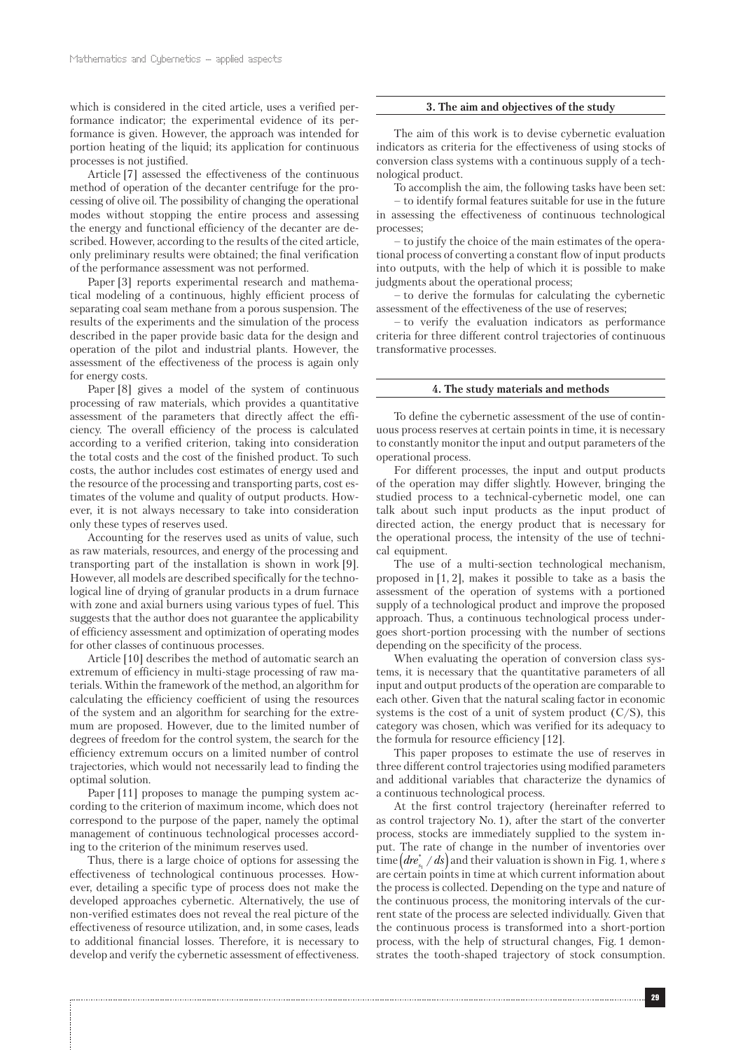which is considered in the cited article, uses a verified performance indicator; the experimental evidence of its performance is given. However, the approach was intended for portion heating of the liquid; its application for continuous processes is not justified.

Article [7] assessed the effectiveness of the continuous method of operation of the decanter centrifuge for the processing of olive oil. The possibility of changing the operational modes without stopping the entire process and assessing the energy and functional efficiency of the decanter are described. However, according to the results of the cited article, only preliminary results were obtained; the final verification of the performance assessment was not performed.

Paper [3] reports experimental research and mathematical modeling of a continuous, highly efficient process of separating coal seam methane from a porous suspension. The results of the experiments and the simulation of the process described in the paper provide basic data for the design and operation of the pilot and industrial plants. However, the assessment of the effectiveness of the process is again only for energy costs.

Paper [8] gives a model of the system of continuous processing of raw materials, which provides a quantitative assessment of the parameters that directly affect the efficiency. The overall efficiency of the process is calculated according to a verified criterion, taking into consideration the total costs and the cost of the finished product. To such costs, the author includes cost estimates of energy used and the resource of the processing and transporting parts, cost estimates of the volume and quality of output products. However, it is not always necessary to take into consideration only these types of reserves used.

Accounting for the reserves used as units of value, such as raw materials, resources, and energy of the processing and transporting part of the installation is shown in work [9]. However, all models are described specifically for the technological line of drying of granular products in a drum furnace with zone and axial burners using various types of fuel. This suggests that the author does not guarantee the applicability of efficiency assessment and optimization of operating modes for other classes of continuous processes.

Article [10] describes the method of automatic search an extremum of efficiency in multi-stage processing of raw materials. Within the framework of the method, an algorithm for calculating the efficiency coefficient of using the resources of the system and an algorithm for searching for the extremum are proposed. However, due to the limited number of degrees of freedom for the control system, the search for the efficiency extremum occurs on a limited number of control trajectories, which would not necessarily lead to finding the optimal solution.

Paper [11] proposes to manage the pumping system according to the criterion of maximum income, which does not correspond to the purpose of the paper, namely the optimal management of continuous technological processes according to the criterion of the minimum reserves used.

Thus, there is a large choice of options for assessing the effectiveness of technological continuous processes. However, detailing a specific type of process does not make the developed approaches cybernetic. Alternatively, the use of non-verified estimates does not reveal the real picture of the effectiveness of resource utilization, and, in some cases, leads to additional financial losses. Therefore, it is necessary to develop and verify the cybernetic assessment of effectiveness.

## 3. The aim and objectives of the study

The aim of this work is to devise cybernetic evaluation indicators as criteria for the effectiveness of using stocks of conversion class systems with a continuous supply of a technological product.

To accomplish the aim, the following tasks have been set:

– to identify formal features suitable for use in the future in assessing the effectiveness of continuous technological processes;

– to justify the choice of the main estimates of the operational process of converting a constant flow of input products into outputs, with the help of which it is possible to make judgments about the operational process;

– to derive the formulas for calculating the cybernetic assessment of the effectiveness of the use of reserves;

– to verify the evaluation indicators as performance criteria for three different control trajectories of continuous transformative processes.

## 4. The study materials and methods

To define the cybernetic assessment of the use of continuous process reserves at certain points in time, it is necessary to constantly monitor the input and output parameters of the operational process.

For different processes, the input and output products of the operation may differ slightly. However, bringing the studied process to a technical-cybernetic model, one can talk about such input products as the input product of directed action, the energy product that is necessary for the operational process, the intensity of the use of technical equipment.

The use of a multi-section technological mechanism, proposed in [1, 2], makes it possible to take as a basis the assessment of the operation of systems with a portioned supply of a technological product and improve the proposed approach. Thus, a continuous technological process undergoes short-portion processing with the number of sections depending on the specificity of the process.

When evaluating the operation of conversion class systems, it is necessary that the quantitative parameters of all input and output products of the operation are comparable to each other. Given that the natural scaling factor in economic systems is the cost of a unit of system product (C/S), this category was chosen, which was verified for its adequacy to the formula for resource efficiency [12].

This paper proposes to estimate the use of reserves in three different control trajectories using modified parameters and additional variables that characterize the dynamics of a continuous technological process.

At the first control trajectory (hereinafter referred to as control trajectory No. 1), after the start of the converter process, stocks are immediately supplied to the system input. The rate of change in the number of inventories over time $\left(dre^{*}_{s_i} / ds\right)$ and their valuation is shown in Fig. 1, where $s$ are certain points in time at which current information about the process is collected. Depending on the type and nature of the continuous process, the monitoring intervals of the current state of the process are selected individually. Given that the continuous process is transformed into a short-portion process, with the help of structural changes, Fig. 1 demonstrates the tooth-shaped trajectory of stock consumption.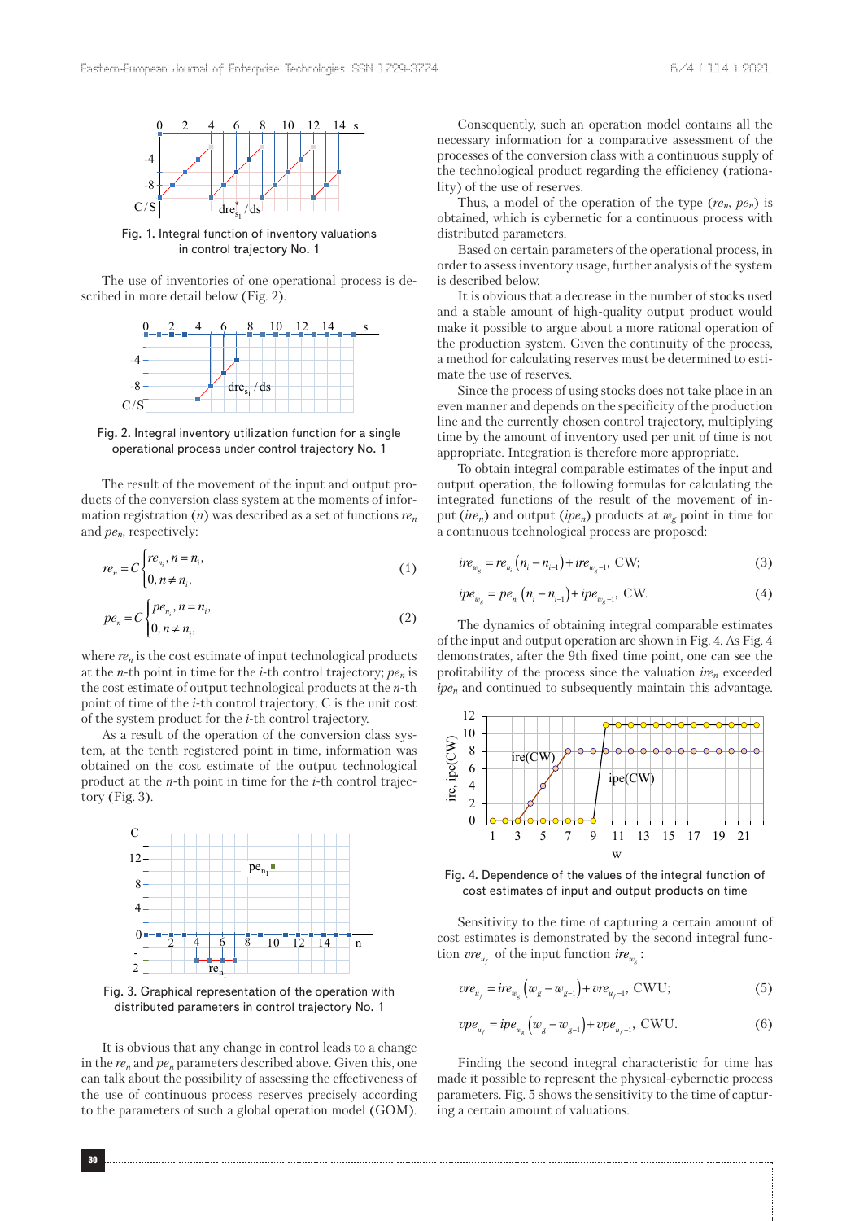Fig. 1. Integral function of inventory valuations in control trajectory No. 1

The use of inventories of one operational process is described in more detail below (Fig. 2).

Fig. 2. Integral inventory utilization function for a single operational process under control trajectory No. 1

The result of the movement of the input and output products of the conversion class system at the moments of information registration ($n$) was described as a set of functions $re_n$ and $pe_n$, respectively:

$$re_n = C\begin{cases} re_{n_i}, n = n_i, \\ 0, n \neq n_i, \end{cases} \tag{1}$$

$$pe_n = C\begin{cases} pe_{n_i}, n = n_i, \\ 0, n \neq n_i, \end{cases} \tag{2}$$

where $re_n$ is the cost estimate of input technological products at the $n$-th point in time for the $i$-th control trajectory; $pe_n$ is the cost estimate of output technological products at the $n$-th point of time of the $i$-th control trajectory; C is the unit cost of the system product for the $i$-th control trajectory.

As a result of the operation of the conversion class system, at the tenth registered point in time, information was obtained on the cost estimate of the output technological product at the $n$-th point in time for the $i$-th control trajectory (Fig. 3).

Fig. 3. Graphical representation of the operation with distributed parameters in control trajectory No. 1

It is obvious that any change in control leads to a change in the $re_n$ and $pe_n$ parameters described above. Given this, one can talk about the possibility of assessing the effectiveness of the use of continuous process reserves precisely according to the parameters of such a global operation model (GOM).

Consequently, such an operation model contains all the necessary information for a comparative assessment of the processes of the conversion class with a continuous supply of the technological product regarding the efficiency (rationality) of the use of reserves.

Thus, a model of the operation of the type ($re_n$, $pe_n$) is obtained, which is cybernetic for a continuous process with distributed parameters.

Based on certain parameters of the operational process, in order to assess inventory usage, further analysis of the system is described below.

It is obvious that a decrease in the number of stocks used and a stable amount of high-quality output product would make it possible to argue about a more rational operation of the production system. Given the continuity of the process, a method for calculating reserves must be determined to estimate the use of reserves.

Since the process of using stocks does not take place in an even manner and depends on the specificity of the production line and the currently chosen control trajectory, multiplying time by the amount of inventory used per unit of time is not appropriate. Integration is therefore more appropriate.

To obtain integral comparable estimates of the input and output operation, the following formulas for calculating the integrated functions of the result of the movement of input ($ire_n$) and output ($ipe_n$) products at $w_g$ point in time for a continuous technological process are proposed:

$$ire_{w_g} = re_{n_i}\left(n_i - n_{i-1}\right) + ire_{w_g - 1}, \text{ CW}; \tag{3}$$

$$ipe_{w_g} = pe_{n_i}\left(n_i - n_{i-1}\right) + ipe_{w_g - 1}, \text{ CW}. \tag{4}$$

The dynamics of obtaining integral comparable estimates of the input and output operation are shown in Fig. 4. As Fig. 4 demonstrates, after the 9th fixed time point, one can see the profitability of the process since the valuation $ire_n$ exceeded $ipe_n$ and continued to subsequently maintain this advantage.

Fig. 4. Dependence of the values of the integral function of cost estimates of input and output products on time

Sensitivity to the time of capturing a certain amount of cost estimates is demonstrated by the second integral function $vre_{u_f}$ of the input function $ire_{w_g}$:

$$vre_{u_f} = ire_{w_g}\left(w_g - w_{g-1}\right) + vre_{u_f - 1}, \text{ CWU}; \tag{5}$$

$$vpe_{u_f} = ipe_{w_g}\left(w_g - w_{g-1}\right) + vpe_{u_f - 1}, \text{ CWU}. \tag{6}$$

Finding the second integral characteristic for time has made it possible to represent the physical-cybernetic process parameters. Fig. 5 shows the sensitivity to the time of capturing a certain amount of valuations.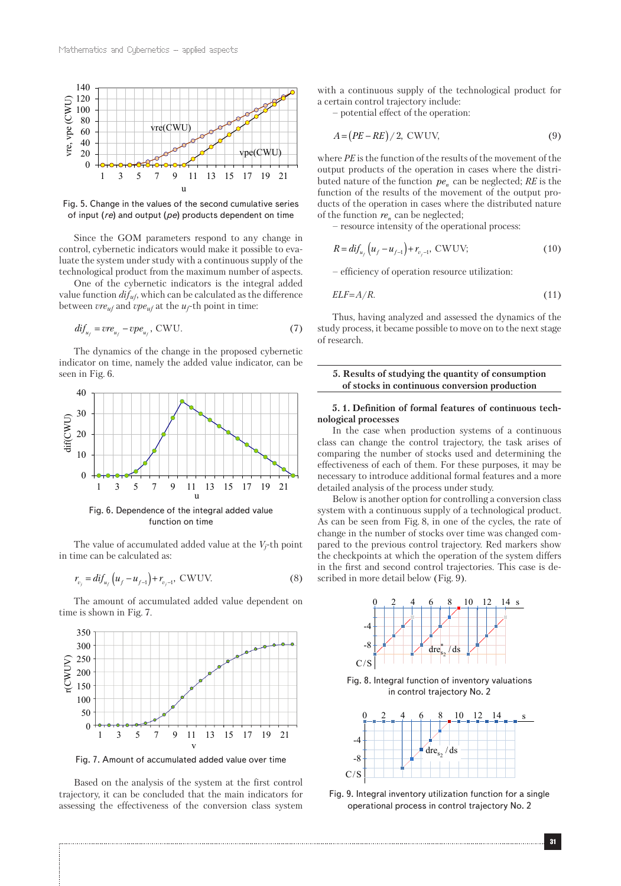Fig. 5. Change in the values of the second cumulative series of input (*re*) and output (*pe*) products dependent on time

Since the GOM parameters respond to any change in control, cybernetic indicators would make it possible to evaluate the system under study with a continuous supply of the technological product from the maximum number of aspects.

One of the cybernetic indicators is the integral added value function $dif_{uf}$, which can be calculated as the difference between $vre_{uf}$ and $vpe_{uf}$ at the $u_f$-th point in time:

$$dif_{u_f} = vre_{u_f} - vpe_{u_f}, \text{ CWU.} \tag{7}$$

The dynamics of the change in the proposed cybernetic indicator on time, namely the added value indicator, can be seen in Fig. 6.

Fig. 6. Dependence of the integral added value function on time

The value of accumulated added value at the $V_f$-th point in time can be calculated as:

$$r_{v_f} = dif_{u_f}\left(u_f - u_{f-1}\right) + r_{v_f-1}, \text{ CWUV.} \tag{8}$$

The amount of accumulated added value dependent on time is shown in Fig. 7.

Fig. 7. Amount of accumulated added value over time

Based on the analysis of the system at the first control trajectory, it can be concluded that the main indicators for assessing the effectiveness of the conversion class system with a continuous supply of the technological product for a certain control trajectory include:

– potential effect of the operation:

$$A = \left(PE - RE\right)/2, \text{ CWUV,} \tag{9}$$

where *PE* is the function of the results of the movement of the output products of the operation in cases where the distributed nature of the function $pe_n$ can be neglected; *RE* is the function of the results of the movement of the output products of the operation in cases where the distributed nature of the function $re_n$ can be neglected;

– resource intensity of the operational process:

$$R = dif_{u_f}\left(u_f - u_{f-1}\right) + r_{v_f-1}, \text{ CWUV;} \tag{10}$$

– efficiency of operation resource utilization:

$$ELF = A/R. \tag{11}$$

Thus, having analyzed and assessed the dynamics of the study process, it became possible to move on to the next stage of research.

## 5. Results of studying the quantity of consumption of stocks in continuous conversion production

### 5. 1. Definition of formal features of continuous technological processes

In the case when production systems of a continuous class can change the control trajectory, the task arises of comparing the number of stocks used and determining the effectiveness of each of them. For these purposes, it may be necessary to introduce additional formal features and a more detailed analysis of the process under study.

Below is another option for controlling a conversion class system with a continuous supply of a technological product. As can be seen from Fig. 8, in one of the cycles, the rate of change in the number of stocks over time was changed compared to the previous control trajectory. Red markers show the checkpoints at which the operation of the system differs in the first and second control trajectories. This case is described in more detail below (Fig. 9).

Fig. 8. Integral function of inventory valuations in control trajectory No. 2

Fig. 9. Integral inventory utilization function for a single operational process in control trajectory No. 2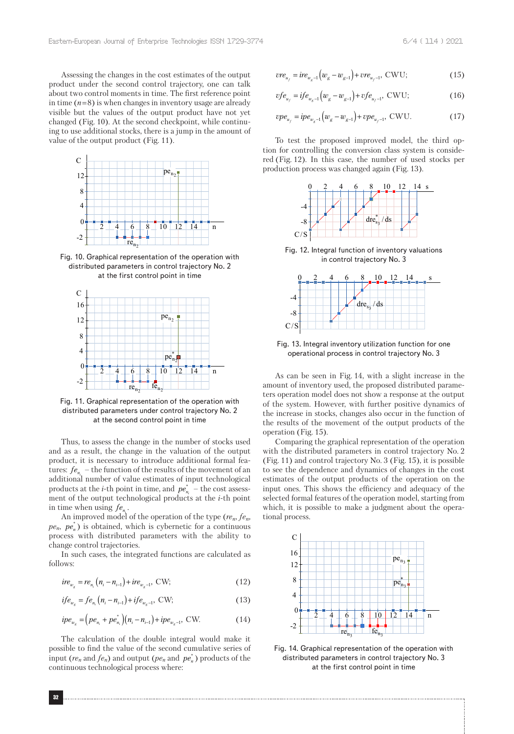Assessing the changes in the cost estimates of the output product under the second control trajectory, one can talk about two control moments in time. The first reference point in time ($n$=8) is when changes in inventory usage are already visible but the values of the output product have not yet changed (Fig. 10). At the second checkpoint, while continuing to use additional stocks, there is a jump in the amount of value of the output product (Fig. 11).

Fig. 10. Graphical representation of the operation with distributed parameters in control trajectory No. 2 at the first control point in time

Fig. 11. Graphical representation of the operation with distributed parameters under control trajectory No. 2 at the second control point in time

Thus, to assess the change in the number of stocks used and as a result, the change in the valuation of the output product, it is necessary to introduce additional formal features: $fe_{n_i}$ – the function of the results of the movement of an additional number of value estimates of input technological products at the $i$-th point in time, and $pe^*_{n_i}$ – the cost assessment of the output technological products at the $i$-th point in time when using $fe_{n_i}$.

An improved model of the operation of the type ($re_n$, $fe_n$, $pe_n$, $pe^*_n$) is obtained, which is cybernetic for a continuous process with distributed parameters with the ability to change control trajectories.

In such cases, the integrated functions are calculated as follows:

$$ire_{w_g} = re_{n_i}\left(n_i - n_{i-1}\right) + ire_{w_g-1},\ \text{CW}; \tag{12}$$

$$ife_{w_g} = fe_{n_i}\left(n_i - n_{i-1}\right) + ife_{w_g-1},\ \text{CW}; \tag{13}$$

$$ipe_{w_g} = \left(pe_{n_i} + pe^*_{n_i}\right)\left(n_i - n_{i-1}\right) + ipe_{w_g-1},\ \text{CW}. \tag{14}$$

The calculation of the double integral would make it possible to find the value of the second cumulative series of input ($re_n$ and $fe_n$) and output ($pe_n$ and $pe^*_n$) products of the continuous technological process where:

$$vre_{u_j} = ire_{w_g-1}\left(w_g - w_{g-1}\right) + vre_{u_j-1},\ \text{CWU}; \tag{15}$$

$$vfe_{u_j} = ife_{w_g-1}\left(w_g - w_{g-1}\right) + vfe_{u_j-1},\ \text{CWU}; \tag{16}$$

$$vpe_{u_j} = ipe_{w_g-1}\left(w_g - w_{g-1}\right) + vpe_{u_j-1},\ \text{CWU}. \tag{17}$$

To test the proposed improved model, the third option for controlling the conversion class system is considered (Fig. 12). In this case, the number of used stocks per production process was changed again (Fig. 13).

Fig. 12. Integral function of inventory valuations in control trajectory No. 3

Fig. 13. Integral inventory utilization function for one operational process in control trajectory No. 3

As can be seen in Fig. 14, with a slight increase in the amount of inventory used, the proposed distributed parameters operation model does not show a response at the output of the system. However, with further positive dynamics of the increase in stocks, changes also occur in the function of the results of the movement of the output products of the operation (Fig. 15).

Comparing the graphical representation of the operation with the distributed parameters in control trajectory No. 2 (Fig. 11) and control trajectory No. 3 (Fig. 15), it is possible to see the dependence and dynamics of changes in the cost estimates of the output products of the operation on the input ones. This shows the efficiency and adequacy of the selected formal features of the operation model, starting from which, it is possible to make a judgment about the operational process.

Fig. 14. Graphical representation of the operation with distributed parameters in control trajectory No. 3 at the first control point in time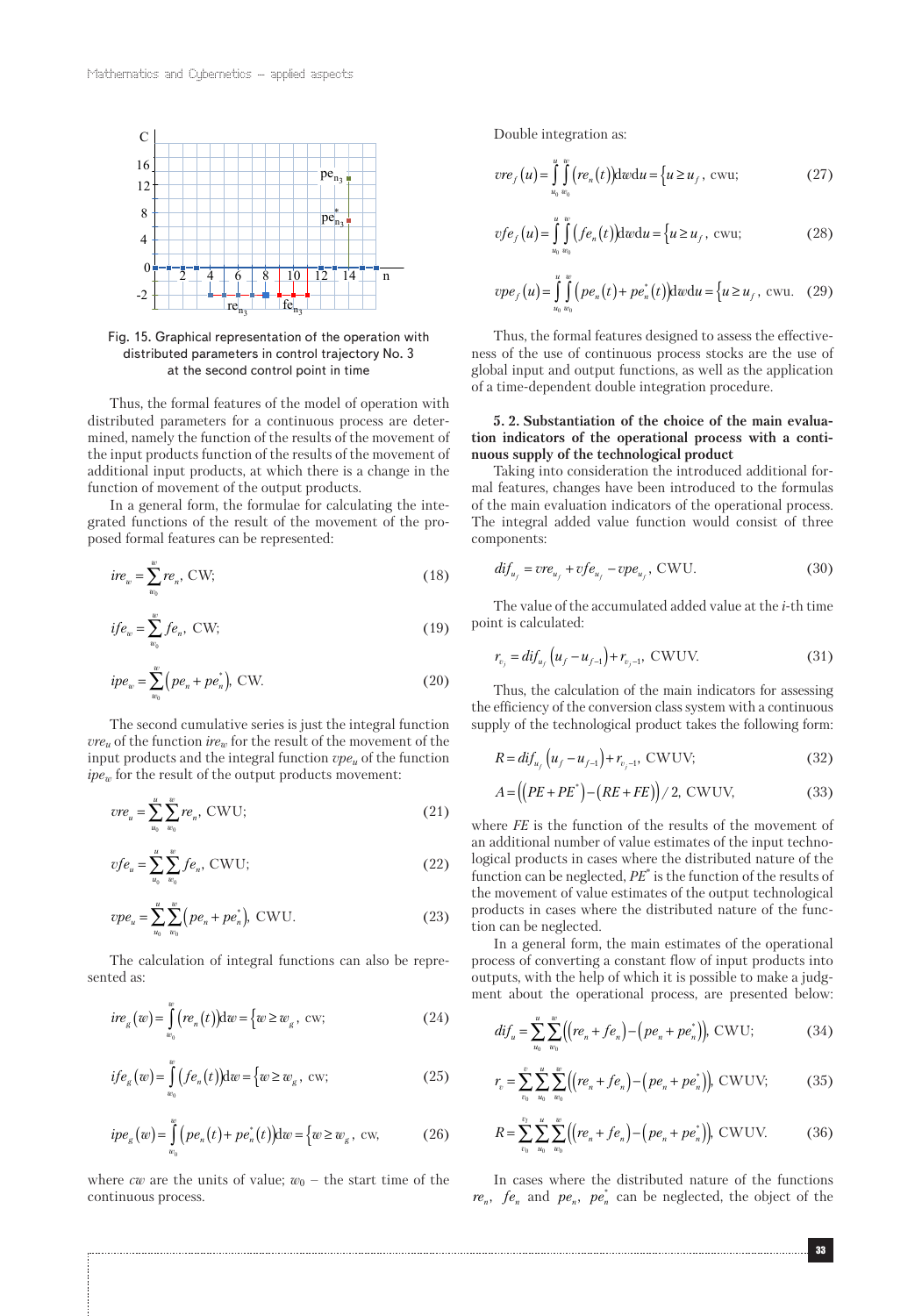Fig. 15. Graphical representation of the operation with distributed parameters in control trajectory No. 3 at the second control point in time

Thus, the formal features of the model of operation with distributed parameters for a continuous process are determined, namely the function of the results of the movement of the input products function of the results of the movement of additional input products, at which there is a change in the function of movement of the output products.

In a general form, the formulae for calculating the integrated functions of the result of the movement of the proposed formal features can be represented:

$$ire_w = \sum_{w_0}^{w} re_n, \text{ CW;} \tag{18}$$

$$ife_w = \sum_{w_0}^{w} fe_n, \text{ CW;} \tag{19}$$

$$ipe_w = \sum_{w_0}^{w} \left(pe_n + pe_n^*\right), \text{ CW.} \tag{20}$$

The second cumulative series is just the integral function $vre_u$ of the function $ire_w$ for the result of the movement of the input products and the integral function $vpe_u$ of the function $ipe_w$ for the result of the output products movement:

$$vre_u = \sum_{u_0}^{u} \sum_{w_0}^{w} re_n, \text{ CWU;} \tag{21}$$

$$vfe_u = \sum_{u_0}^{u} \sum_{w_0}^{w} fe_n, \text{ CWU;} \tag{22}$$

$$vpe_u = \sum_{u_0}^{u} \sum_{w_0}^{w} \left(pe_n + pe_n^*\right), \text{ CWU.} \tag{23}$$

The calculation of integral functions can also be represented as:

$$ire_g(w) = \int_{w_0}^{w} \left(re_n(t)\right) dw = \left\{w \geq w_g, \text{ cw;}\right. \tag{24}$$

$$ife_g(w) = \int_{w_0}^{w} \left(fe_n(t)\right) dw = \left\{w \geq w_g, \text{ cw;}\right. \tag{25}$$

$$ipe_g(w) = \int_{w_0}^{w} \left(pe_n(t) + pe_n^*(t)\right) dw = \left\{w \geq w_g, \text{ cw,}\right. \tag{26}$$

where $cw$ are the units of value; $w_0$ – the start time of the continuous process.

Double integration as:

$$vre_f(u) = \int_{u_0}^{u} \int_{w_0}^{w} \left(re_n(t)\right) dw du = \left\{u \geq u_f, \text{ cwu;}\right. \tag{27}$$

$$vfe_f(u) = \int_{u_0}^{u} \int_{w_0}^{w} \left(fe_n(t)\right) dw du = \left\{u \geq u_f, \text{ cwu;}\right. \tag{28}$$

$$vpe_f(u) = \int_{u_0}^{u} \int_{w_0}^{w} \left(pe_n(t) + pe_n^*(t)\right) dw du = \left\{u \geq u_f, \text{ cwu.}\right. \tag{29}$$

Thus, the formal features designed to assess the effectiveness of the use of continuous process stocks are the use of global input and output functions, as well as the application of a time-dependent double integration procedure.

**5. 2. Substantiation of the choice of the main evaluation indicators of the operational process with a continuous supply of the technological product**

Taking into consideration the introduced additional formal features, changes have been introduced to the formulas of the main evaluation indicators of the operational process. The integral added value function would consist of three components:

$$dif_{u_f} = vre_{u_f} + vfe_{u_f} - vpe_{u_f}, \text{ CWU.} \tag{30}$$

The value of the accumulated added value at the $i$-th time point is calculated:

$$r_{v_j} = dif_{u_f}\left(u_f - u_{f-1}\right) + r_{v_j-1}, \text{ CWUV.} \tag{31}$$

Thus, the calculation of the main indicators for assessing the efficiency of the conversion class system with a continuous supply of the technological product takes the following form:

$$R = dif_{u_f}\left(u_f - u_{f-1}\right) + r_{v_j-1}, \text{ CWUV;} \tag{32}$$

$$A = \left(\left(PE + PE^*\right) - \left(RE + FE\right)\right)/2, \text{ CWUV,} \tag{33}$$

where $FE$ is the function of the results of the movement of an additional number of value estimates of the input technological products in cases where the distributed nature of the function can be neglected, $PE^*$ is the function of the results of the movement of value estimates of the output technological products in cases where the distributed nature of the function can be neglected.

In a general form, the main estimates of the operational process of converting a constant flow of input products into outputs, with the help of which it is possible to make a judgment about the operational process, are presented below:

$$dif_u = \sum_{u_0}^{u} \sum_{w_0}^{w} \left(\left(re_n + fe_n\right) - \left(pe_n + pe_n^*\right)\right), \text{ CWU;} \tag{34}$$

$$r_v = \sum_{v_0}^{v} \sum_{u_0}^{u} \sum_{w_0}^{w} \left(\left(re_n + fe_n\right) - \left(pe_n + pe_n^*\right)\right), \text{ CWUV;} \tag{35}$$

$$R = \sum_{v_0}^{v_f} \sum_{u_0}^{u} \sum_{w_0}^{w} \left(\left(re_n + fe_n\right) - \left(pe_n + pe_n^*\right)\right), \text{ CWUV.} \tag{36}$$

In cases where the distributed nature of the functions $re_n$, $fe_n$ and $pe_n$, $pe_n^*$ can be neglected, the object of the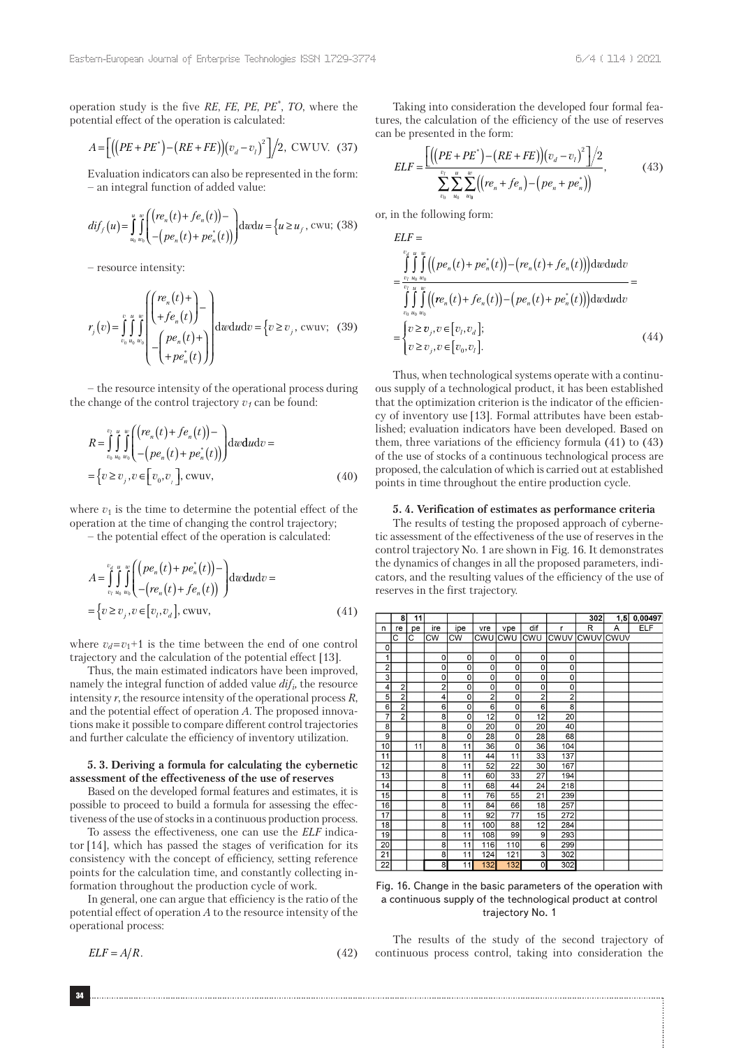operation study is the five *RE*, *FE*, *PE*, $PE^*$, *TO*, where the potential effect of the operation is calculated:

$$A=\left[\left(\left(PE+PE^*\right)-\left(RE+FE\right)\right)\left(v_d-v_l\right)^2\right]/2, \text{ CWUV}. \quad (37)$$

Evaluation indicators can also be represented in the form:
– an integral function of added value:

$$dif_j(u)=\int_{u_0}^{u}\int_{w_0}^{w}\begin{pmatrix}\left(re_n(t)+fe_n(t)\right)-\\-\left(pe_n(t)+pe_n^*(t)\right)\end{pmatrix}\mathrm{d}w\mathrm{d}u=\left\{u\geq u_j\text{, cwu}; \quad (38)\right.$$

– resource intensity:

$$r_j(v)=\int_{v_0}^{v}\int_{u_0}^{u}\int_{w_0}^{w}\begin{pmatrix}\begin{pmatrix}re_n(t)+\\+fe_n(t)\end{pmatrix}-\\-\begin{pmatrix}pe_n(t)+\\+pe_n^*(t)\end{pmatrix}\end{pmatrix}\mathrm{d}w\mathrm{d}u\mathrm{d}v=\left\{v\geq v_j\text{, cwuv}; \quad (39)\right.$$

– the resource intensity of the operational process during the change of the control trajectory $v_l$ can be found:

$$R=\int_{v_0}^{v_l}\int_{u_0}^{u}\int_{w_0}^{w}\begin{pmatrix}\left(re_n(t)+fe_n(t)\right)-\\-\left(pe_n(t)+pe_n^*(t)\right)\end{pmatrix}\mathrm{d}w\mathrm{d}u\mathrm{d}v=$$
$$=\left\{v\geq v_j, v\in\left[v_0,v_l\right]\text{, cwuv}, \quad (40)\right.$$

where $v_1$ is the time to determine the potential effect of the operation at the time of changing the control trajectory;

– the potential effect of the operation is calculated:

$$A=\int_{v_l}^{v_d}\int_{u_0}^{u}\int_{w_0}^{w}\begin{pmatrix}\left(pe_n(t)+pe_n^*(t)\right)-\\-\left(re_n(t)+fe_n(t)\right)\end{pmatrix}\mathrm{d}w\mathrm{d}u\mathrm{d}v=$$
$$=\left\{v\geq v_j, v\in\left[v_l,v_d\right]\text{, cwuv}, \quad (41)\right.$$

where $v_d=v_1+1$ is the time between the end of one control trajectory and the calculation of the potential effect [13].

Thus, the main estimated indicators have been improved, namely the integral function of added value $dif_j$, the resource intensity *r*, the resource intensity of the operational process *R*, and the potential effect of operation *A*. The proposed innovations make it possible to compare different control trajectories and further calculate the efficiency of inventory utilization.

### 5. 3. Deriving a formula for calculating the cybernetic assessment of the effectiveness of the use of reserves

Based on the developed formal features and estimates, it is possible to proceed to build a formula for assessing the effectiveness of the use of stocks in a continuous production process.

To assess the effectiveness, one can use the *ELF* indicator [14], which has passed the stages of verification for its consistency with the concept of efficiency, setting reference points for the calculation time, and constantly collecting information throughout the production cycle of work.

In general, one can argue that efficiency is the ratio of the potential effect of operation *A* to the resource intensity of the operational process:

$$ELF=A/R. \quad (42)$$

Taking into consideration the developed four formal features, the calculation of the efficiency of the use of reserves can be presented in the form:

$$ELF=\frac{\left[\left(\left(PE+PE^*\right)-\left(RE+FE\right)\right)\left(v_d-v_l\right)^2\right]/2}{\sum_{v_0}^{v_l}\sum_{u_0}^{u}\sum_{w_0}^{w}\left(\left(re_n+fe_n\right)-\left(pe_n+pe_n^*\right)\right)}, \quad (43)$$

or, in the following form:

$$ELF=$$
$$=\frac{\int_{v_l}^{v_d}\int_{u_0}^{u}\int_{w_0}^{w}\left(\left(pe_n(t)+pe_n^*(t)\right)-\left(re_n(t)+fe_n(t)\right)\right)\mathrm{d}w\mathrm{d}u\mathrm{d}v}{\int_{v_0}^{v_l}\int_{u_0}^{u}\int_{w_0}^{w}\left(\left(re_n(t)+fe_n(t)\right)-\left(pe_n(t)+pe_n^*(t)\right)\right)\mathrm{d}w\mathrm{d}u\mathrm{d}v}=$$
$$=\begin{cases}v\geq v_j, v\in\left[v_l,v_d\right];\\ v\geq v_j, v\in\left[v_0,v_l\right].\end{cases} \quad (44)$$

Thus, when technological systems operate with a continuous supply of a technological product, it has been established that the optimization criterion is the indicator of the efficiency of inventory use [13]. Formal attributes have been established; evaluation indicators have been developed. Based on them, three variations of the efficiency formula (41) to (43) of the use of stocks of a continuous technological process are proposed, the calculation of which is carried out at established points in time throughout the entire production cycle.

### 5. 4. Verification of estimates as performance criteria

The results of testing the proposed approach of cybernetic assessment of the effectiveness of the use of reserves in the control trajectory No. 1 are shown in Fig. 16. It demonstrates the dynamics of changes in all the proposed parameters, indicators, and the resulting values of the efficiency of the use of reserves in the first trajectory.

| | 8 | 11 | | | | | | | 302 | 1,5 | 0,00497 |
|---|---|---|---|---|---|---|---|---|---|---|---|
| n | re | pe | ire | ipe | vre | vpe | dif | r | R | A | ELF |
| | C | C | CW | CW | CWU | CWU | CWU | CWUV | CWUV | CWUV | |
| 0 | | | | | | | | | | | |
| 1 | | | 0 | 0 | 0 | 0 | 0 | 0 | | | |
| 2 | | | 0 | 0 | 0 | 0 | 0 | 0 | | | |
| 3 | | | 0 | 0 | 0 | 0 | 0 | 0 | | | |
| 4 | 2 | | 2 | 0 | 0 | 0 | 0 | 0 | | | |
| 5 | 2 | | 4 | 0 | 2 | 0 | 2 | 2 | | | |
| 6 | 2 | | 6 | 0 | 6 | 0 | 6 | 8 | | | |
| 7 | 2 | | 8 | 0 | 12 | 0 | 12 | 20 | | | |
| 8 | | | 8 | 0 | 20 | 0 | 20 | 40 | | | |
| 9 | | | 8 | 0 | 28 | 0 | 28 | 68 | | | |
| 10 | | 11 | 8 | 11 | 36 | 0 | 36 | 104 | | | |
| 11 | | | 8 | 11 | 44 | 11 | 33 | 137 | | | |
| 12 | | | 8 | 11 | 52 | 22 | 30 | 167 | | | |
| 13 | | | 8 | 11 | 60 | 33 | 27 | 194 | | | |
| 14 | | | 8 | 11 | 68 | 44 | 24 | 218 | | | |
| 15 | | | 8 | 11 | 76 | 55 | 21 | 239 | | | |
| 16 | | | 8 | 11 | 84 | 66 | 18 | 257 | | | |
| 17 | | | 8 | 11 | 92 | 77 | 15 | 272 | | | |
| 18 | | | 8 | 11 | 100 | 88 | 12 | 284 | | | |
| 19 | | | 8 | 11 | 108 | 99 | 9 | 293 | | | |
| 20 | | | 8 | 11 | 116 | 110 | 6 | 299 | | | |
| 21 | | | 8 | 11 | 124 | 121 | 3 | 302 | | | |
| 22 | | | 8 | 11 | 132 | 132 | 0 | 302 | | | |

Fig. 16. Change in the basic parameters of the operation with a continuous supply of the technological product at control trajectory No. 1

The results of the study of the second trajectory of continuous process control, taking into consideration the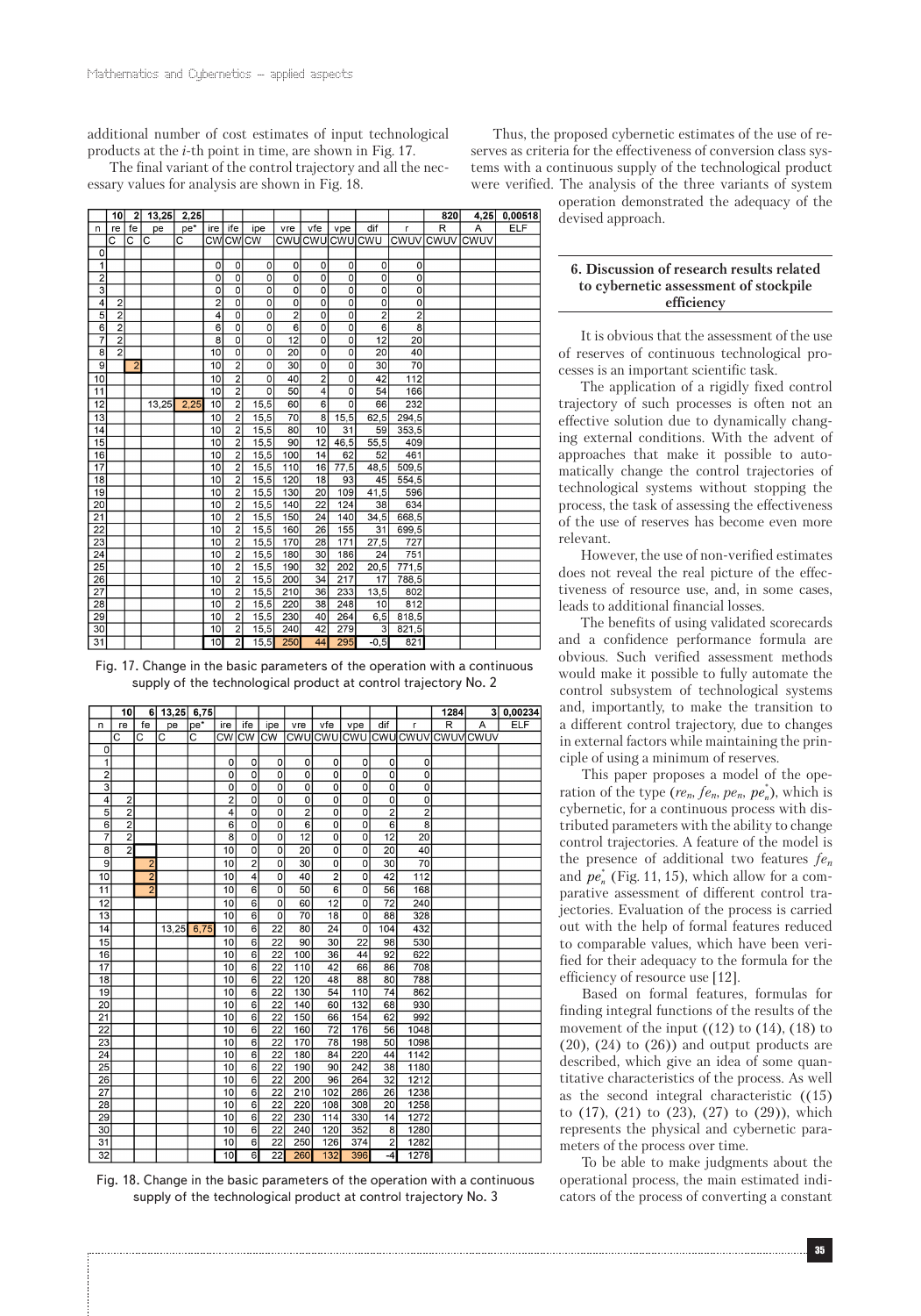additional number of cost estimates of input technological products at the $i$-th point in time, are shown in Fig. 17.

The final variant of the control trajectory and all the necessary values for analysis are shown in Fig. 18.

| | 10 | 2 | 13,25 | 2,25 | | | | | | | | | 820 | 4,25 | 0,00518 |
|---|---|---|---|---|---|---|---|---|---|---|---|---|---|---|---|
| n | re | fe | pe | pe* | ire | ife | ipe | vre | vfe | vpe | dif | r | R | A | ELF |
| | C | C | C | C | CW | CW | CW | CWU | CWU | CWU | CWU | CWUV | CWUV | CWUV | |
| 0 | | | | | | | | | | | | | | | |
| 1 | | | | | 0 | 0 | 0 | 0 | 0 | 0 | 0 | 0 | | | |
| 2 | | | | | 0 | 0 | 0 | 0 | 0 | 0 | 0 | 0 | | | |
| 3 | | | | | 0 | 0 | 0 | 0 | 0 | 0 | 0 | 0 | | | |
| 4 | 2 | | | | 2 | 0 | 0 | 0 | 0 | 0 | 0 | 0 | | | |
| 5 | 2 | | | | 4 | 0 | 0 | 2 | 0 | 0 | 2 | 2 | | | |
| 6 | 2 | | | | 6 | 0 | 0 | 6 | 0 | 0 | 6 | 8 | | | |
| 7 | 2 | | | | 8 | 0 | 0 | 12 | 0 | 0 | 12 | 20 | | | |
| 8 | 2 | | | | 10 | 0 | 0 | 20 | 0 | 0 | 20 | 40 | | | |
| 9 | | 2 | | | 10 | 2 | 0 | 30 | 0 | 0 | 30 | 70 | | | |
| 10 | | | | | 10 | 2 | 0 | 40 | 2 | 0 | 42 | 112 | | | |
| 11 | | | | | 10 | 2 | 0 | 50 | 4 | 0 | 54 | 166 | | | |
| 12 | | | 13,25 | 2,25 | 10 | 2 | 15,5 | 60 | 6 | 0 | 66 | 232 | | | |
| 13 | | | | | 10 | 2 | 15,5 | 70 | 8 | 15,5 | 62,5 | 294,5 | | | |
| 14 | | | | | 10 | 2 | 15,5 | 80 | 10 | 31 | 59 | 353,5 | | | |
| 15 | | | | | 10 | 2 | 15,5 | 90 | 12 | 46,5 | 55,5 | 409 | | | |
| 16 | | | | | 10 | 2 | 15,5 | 100 | 14 | 62 | 52 | 461 | | | |
| 17 | | | | | 10 | 2 | 15,5 | 110 | 16 | 77,5 | 48,5 | 509,5 | | | |
| 18 | | | | | 10 | 2 | 15,5 | 120 | 18 | 93 | 45 | 554,5 | | | |
| 19 | | | | | 10 | 2 | 15,5 | 130 | 20 | 109 | 41,5 | 596 | | | |
| 20 | | | | | 10 | 2 | 15,5 | 140 | 22 | 124 | 38 | 634 | | | |
| 21 | | | | | 10 | 2 | 15,5 | 150 | 24 | 140 | 34,5 | 668,5 | | | |
| 22 | | | | | 10 | 2 | 15,5 | 160 | 26 | 155 | 31 | 699,5 | | | |
| 23 | | | | | 10 | 2 | 15,5 | 170 | 28 | 171 | 27,5 | 727 | | | |
| 24 | | | | | 10 | 2 | 15,5 | 180 | 30 | 186 | 24 | 751 | | | |
| 25 | | | | | 10 | 2 | 15,5 | 190 | 32 | 202 | 20,5 | 771,5 | | | |
| 26 | | | | | 10 | 2 | 15,5 | 200 | 34 | 217 | 17 | 788,5 | | | |
| 27 | | | | | 10 | 2 | 15,5 | 210 | 36 | 233 | 13,5 | 802 | | | |
| 28 | | | | | 10 | 2 | 15,5 | 220 | 38 | 248 | 10 | 812 | | | |
| 29 | | | | | 10 | 2 | 15,5 | 230 | 40 | 264 | 6,5 | 818,5 | | | |
| 30 | | | | | 10 | 2 | 15,5 | 240 | 42 | 279 | 3 | 821,5 | | | |
| 31 | | | | | 10 | 2 | 15,5 | 250 | 44 | 295 | -0,5 | 821 | | | |

Fig. 17. Change in the basic parameters of the operation with a continuous supply of the technological product at control trajectory No. 2

| | 10 | 6 | 13,25 | 6,75 | | | | | | | | | 1284 | 3 | 0,00234 |
|---|---|---|---|---|---|---|---|---|---|---|---|---|---|---|---|
| n | re | fe | pe | pe* | ire | ife | ipe | vre | vfe | vpe | dif | r | R | A | ELF |
| | C | C | C | C | CW | CW | CW | CWU | CWU | CWU | CWU | CWUV | CWUV | CWUV | |
| 0 | | | | | | | | | | | | | | | |
| 1 | | | | | 0 | 0 | 0 | 0 | 0 | 0 | 0 | 0 | | | |
| 2 | | | | | 0 | 0 | 0 | 0 | 0 | 0 | 0 | 0 | | | |
| 3 | | | | | 0 | 0 | 0 | 0 | 0 | 0 | 0 | 0 | | | |
| 4 | 2 | | | | 2 | 0 | 0 | 0 | 0 | 0 | 0 | 0 | | | |
| 5 | 2 | | | | 4 | 0 | 0 | 2 | 0 | 0 | 2 | 2 | | | |
| 6 | 2 | | | | 6 | 0 | 0 | 6 | 0 | 0 | 6 | 8 | | | |
| 7 | 2 | | | | 8 | 0 | 0 | 12 | 0 | 0 | 12 | 20 | | | |
| 8 | 2 | | | | 10 | 0 | 0 | 20 | 0 | 0 | 20 | 40 | | | |
| 9 | | 2 | | | 10 | 2 | 0 | 30 | 0 | 0 | 30 | 70 | | | |
| 10 | | 2 | | | 10 | 4 | 0 | 40 | 2 | 0 | 42 | 112 | | | |
| 11 | | 2 | | | 10 | 6 | 0 | 50 | 6 | 0 | 56 | 168 | | | |
| 12 | | | | | 10 | 6 | 0 | 60 | 12 | 0 | 72 | 240 | | | |
| 13 | | | | | 10 | 6 | 0 | 70 | 18 | 0 | 88 | 328 | | | |
| 14 | | | 13,25 | 6,75 | 10 | 6 | 22 | 80 | 24 | 0 | 104 | 432 | | | |
| 15 | | | | | 10 | 6 | 22 | 90 | 30 | 22 | 98 | 530 | | | |
| 16 | | | | | 10 | 6 | 22 | 100 | 36 | 44 | 92 | 622 | | | |
| 17 | | | | | 10 | 6 | 22 | 110 | 42 | 66 | 86 | 708 | | | |
| 18 | | | | | 10 | 6 | 22 | 120 | 48 | 88 | 80 | 788 | | | |
| 19 | | | | | 10 | 6 | 22 | 130 | 54 | 110 | 74 | 862 | | | |
| 20 | | | | | 10 | 6 | 22 | 140 | 60 | 132 | 68 | 930 | | | |
| 21 | | | | | 10 | 6 | 22 | 150 | 66 | 154 | 62 | 992 | | | |
| 22 | | | | | 10 | 6 | 22 | 160 | 72 | 176 | 56 | 1048 | | | |
| 23 | | | | | 10 | 6 | 22 | 170 | 78 | 198 | 50 | 1098 | | | |
| 24 | | | | | 10 | 6 | 22 | 180 | 84 | 220 | 44 | 1142 | | | |
| 25 | | | | | 10 | 6 | 22 | 190 | 90 | 242 | 38 | 1180 | | | |
| 26 | | | | | 10 | 6 | 22 | 200 | 96 | 264 | 32 | 1212 | | | |
| 27 | | | | | 10 | 6 | 22 | 210 | 102 | 286 | 26 | 1238 | | | |
| 28 | | | | | 10 | 6 | 22 | 220 | 108 | 308 | 20 | 1258 | | | |
| 29 | | | | | 10 | 6 | 22 | 230 | 114 | 330 | 14 | 1272 | | | |
| 30 | | | | | 10 | 6 | 22 | 240 | 120 | 352 | 8 | 1280 | | | |
| 31 | | | | | 10 | 6 | 22 | 250 | 126 | 374 | 2 | 1282 | | | |
| 32 | | | | | 10 | 6 | 22 | 260 | 132 | 396 | -4 | 1278 | | | |

Fig. 18. Change in the basic parameters of the operation with a continuous supply of the technological product at control trajectory No. 3

Thus, the proposed cybernetic estimates of the use of reserves as criteria for the effectiveness of conversion class systems with a continuous supply of the technological product were verified. The analysis of the three variants of system operation demonstrated the adequacy of the devised approach.

## 6. Discussion of research results related to cybernetic assessment of stockpile efficiency

It is obvious that the assessment of the use of reserves of continuous technological processes is an important scientific task.

The application of a rigidly fixed control trajectory of such processes is often not an effective solution due to dynamically changing external conditions. With the advent of approaches that make it possible to automatically change the control trajectories of technological systems without stopping the process, the task of assessing the effectiveness of the use of reserves has become even more relevant.

However, the use of non-verified estimates does not reveal the real picture of the effectiveness of resource use, and, in some cases, leads to additional financial losses.

The benefits of using validated scorecards and a confidence performance formula are obvious. Such verified assessment methods would make it possible to fully automate the control subsystem of technological systems and, importantly, to make the transition to a different control trajectory, due to changes in external factors while maintaining the principle of using a minimum of reserves.

This paper proposes a model of the operation of the type ($re_n$, $fe_n$, $pe_n$, $pe_n^*$), which is cybernetic, for a continuous process with distributed parameters with the ability to change control trajectories. A feature of the model is the presence of additional two features $fe_n$ and $pe_n^*$ (Fig. 11, 15), which allow for a comparative assessment of different control trajectories. Evaluation of the process is carried out with the help of formal features reduced to comparable values, which have been verified for their adequacy to the formula for the efficiency of resource use [12].

Based on formal features, formulas for finding integral functions of the results of the movement of the input ((12) to (14), (18) to (20), (24) to (26)) and output products are described, which give an idea of some quantitative characteristics of the process. As well as the second integral characteristic ((15) to (17), (21) to (23), (27) to (29)), which represents the physical and cybernetic parameters of the process over time.

To be able to make judgments about the operational process, the main estimated indicators of the process of converting a constant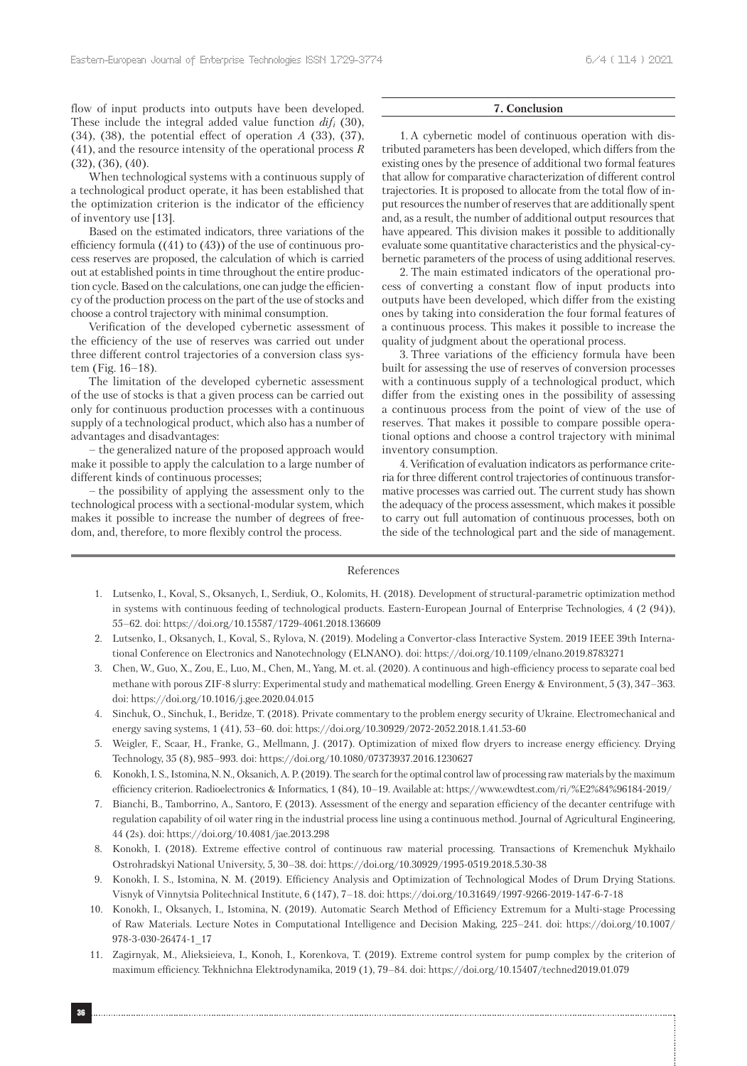flow of input products into outputs have been developed. These include the integral added value function $dif_i$ (30), (34), (38), the potential effect of operation $A$ (33), (37), (41), and the resource intensity of the operational process $R$ (32), (36), (40).

When technological systems with a continuous supply of a technological product operate, it has been established that the optimization criterion is the indicator of the efficiency of inventory use [13].

Based on the estimated indicators, three variations of the efficiency formula ((41) to (43)) of the use of continuous process reserves are proposed, the calculation of which is carried out at established points in time throughout the entire production cycle. Based on the calculations, one can judge the efficiency of the production process on the part of the use of stocks and choose a control trajectory with minimal consumption.

Verification of the developed cybernetic assessment of the efficiency of the use of reserves was carried out under three different control trajectories of a conversion class system (Fig. 16–18).

The limitation of the developed cybernetic assessment of the use of stocks is that a given process can be carried out only for continuous production processes with a continuous supply of a technological product, which also has a number of advantages and disadvantages:

– the generalized nature of the proposed approach would make it possible to apply the calculation to a large number of different kinds of continuous processes;

– the possibility of applying the assessment only to the technological process with a sectional-modular system, which makes it possible to increase the number of degrees of freedom, and, therefore, to more flexibly control the process.

## 7. Conclusion

1. A cybernetic model of continuous operation with distributed parameters has been developed, which differs from the existing ones by the presence of additional two formal features that allow for comparative characterization of different control trajectories. It is proposed to allocate from the total flow of input resources the number of reserves that are additionally spent and, as a result, the number of additional output resources that have appeared. This division makes it possible to additionally evaluate some quantitative characteristics and the physical-cybernetic parameters of the process of using additional reserves.

2. The main estimated indicators of the operational process of converting a constant flow of input products into outputs have been developed, which differ from the existing ones by taking into consideration the four formal features of a continuous process. This makes it possible to increase the quality of judgment about the operational process.

3. Three variations of the efficiency formula have been built for assessing the use of reserves of conversion processes with a continuous supply of a technological product, which differ from the existing ones in the possibility of assessing a continuous process from the point of view of the use of reserves. That makes it possible to compare possible operational options and choose a control trajectory with minimal inventory consumption.

4. Verification of evaluation indicators as performance criteria for three different control trajectories of continuous transformative processes was carried out. The current study has shown the adequacy of the process assessment, which makes it possible to carry out full automation of continuous processes, both on the side of the technological part and the side of management.

## References

1. Lutsenko, I., Koval, S., Oksanych, I., Serdiuk, O., Kolomits, H. (2018). Development of structural-parametric optimization method in systems with continuous feeding of technological products. Eastern-European Journal of Enterprise Technologies, 4 (2 (94)), 55–62. doi: https://doi.org/10.15587/1729-4061.2018.136609
2. Lutsenko, I., Oksanych, I., Koval, S., Rylova, N. (2019). Modeling a Convertor-class Interactive System. 2019 IEEE 39th International Conference on Electronics and Nanotechnology (ELNANO). doi: https://doi.org/10.1109/elnano.2019.8783271
3. Chen, W., Guo, X., Zou, E., Luo, M., Chen, M., Yang, M. et. al. (2020). A continuous and high-efficiency process to separate coal bed methane with porous ZIF-8 slurry: Experimental study and mathematical modelling. Green Energy & Environment, 5 (3), 347–363. doi: https://doi.org/10.1016/j.gee.2020.04.015
4. Sinchuk, O., Sinchuk, I., Beridze, T. (2018). Private commentary to the problem energy security of Ukraine. Electromechanical and energy saving systems, 1 (41), 53–60. doi: https://doi.org/10.30929/2072-2052.2018.1.41.53-60
5. Weigler, F., Scaar, H., Franke, G., Mellmann, J. (2017). Optimization of mixed flow dryers to increase energy efficiency. Drying Technology, 35 (8), 985–993. doi: https://doi.org/10.1080/07373937.2016.1230627
6. Konokh, I. S., Istomina, N. N., Oksanich, A. P. (2019). The search for the optimal control law of processing raw materials by the maximum efficiency criterion. Radioelectronics & Informatics, 1 (84), 10–19. Available at: https://www.ewdtest.com/ri/%E2%84%96184-2019/
7. Bianchi, B., Tamborrino, A., Santoro, F. (2013). Assessment of the energy and separation efficiency of the decanter centrifuge with regulation capability of oil water ring in the industrial process line using a continuous method. Journal of Agricultural Engineering, 44 (2s). doi: https://doi.org/10.4081/jae.2013.298
8. Konokh, I. (2018). Extreme effective control of continuous raw material processing. Transactions of Kremenchuk Mykhailo Ostrohradskyi National University, 5, 30–38. doi: https://doi.org/10.30929/1995-0519.2018.5.30-38
9. Konokh, I. S., Istomina, N. M. (2019). Efficiency Analysis and Optimization of Technological Modes of Drum Drying Stations. Visnyk of Vinnytsia Politechnical Institute, 6 (147), 7–18. doi: https://doi.org/10.31649/1997-9266-2019-147-6-7-18
10. Konokh, I., Oksanych, I., Istomina, N. (2019). Automatic Search Method of Efficiency Extremum for a Multi-stage Processing of Raw Materials. Lecture Notes in Computational Intelligence and Decision Making, 225–241. doi: https://doi.org/10.1007/978-3-030-26474-1_17
11. Zagirnyak, M., Alieksieieva, I., Konoh, I., Korenkova, T. (2019). Extreme control system for pump complex by the criterion of maximum efficiency. Tekhnichna Elektrodynamika, 2019 (1), 79–84. doi: https://doi.org/10.15407/techned2019.01.079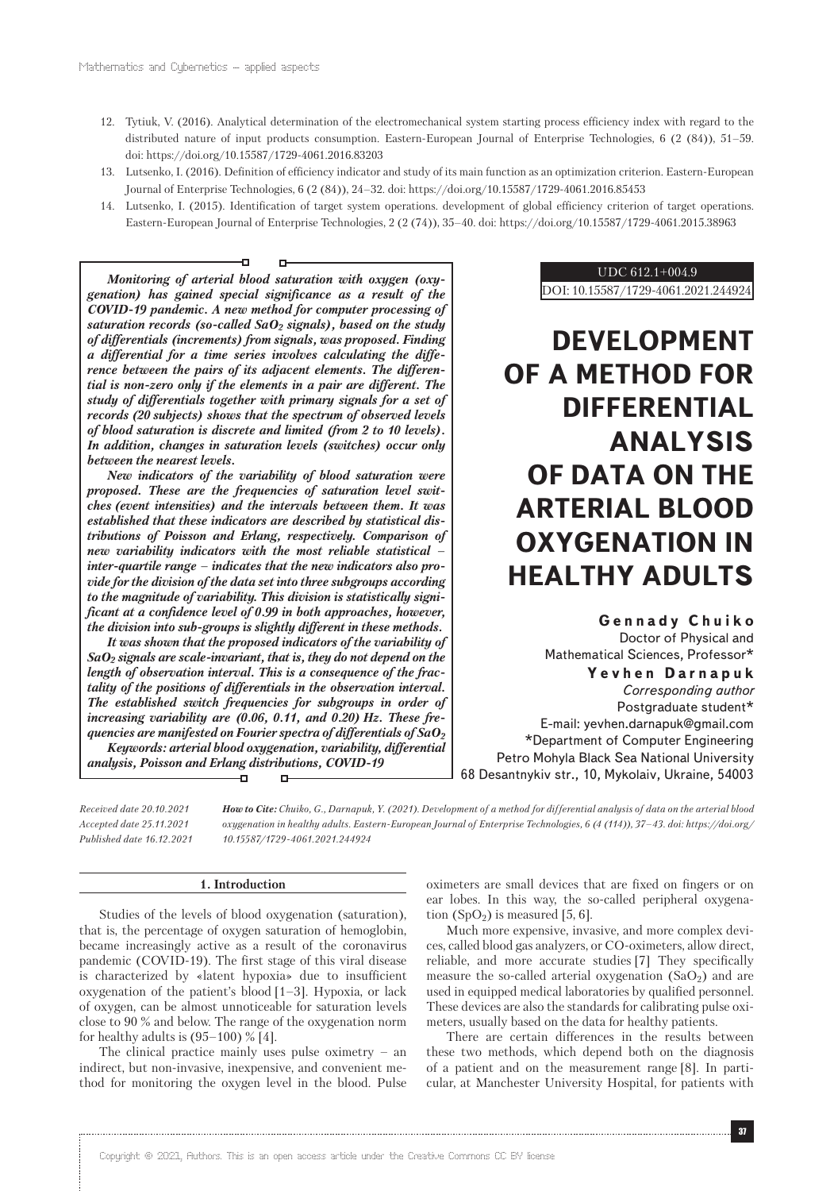12. Tytiuk, V. (2016). Analytical determination of the electromechanical system starting process efficiency index with regard to the distributed nature of input products consumption. Eastern-European Journal of Enterprise Technologies, 6 (2 (84)), 51–59. doi: https://doi.org/10.15587/1729-4061.2016.83203
13. Lutsenko, I. (2016). Definition of efficiency indicator and study of its main function as an optimization criterion. Eastern-European Journal of Enterprise Technologies, 6 (2 (84)), 24–32. doi: https://doi.org/10.15587/1729-4061.2016.85453
14. Lutsenko, I. (2015). Identification of target system operations. development of global efficiency criterion of target operations. Eastern-European Journal of Enterprise Technologies, 2 (2 (74)), 35–40. doi: https://doi.org/10.15587/1729-4061.2015.38963

UDC 612.1+004.9

DOI: 10.15587/1729-4061.2021.244924

# DEVELOPMENT OF A METHOD FOR DIFFERENTIAL ANALYSIS OF DATA ON THE ARTERIAL BLOOD OXYGENATION IN HEALTHY ADULTS

**Gennady Chuiko**
Doctor of Physical and Mathematical Sciences, Professor*

**Yevhen Darnapuk**
*Corresponding author*
Postgraduate student*
E-mail: yevhen.darnapuk@gmail.com

*Department of Computer Engineering
Petro Mohyla Black Sea National University
68 Desantnykiv str., 10, Mykolaiv, Ukraine, 54003

***Monitoring of arterial blood saturation with oxygen (oxygenation) has gained special significance as a result of the COVID-19 pandemic. A new method for computer processing of saturation records (so-called $SaO_2$ signals), based on the study of differentials (increments) from signals, was proposed. Finding a differential for a time series involves calculating the difference between the pairs of its adjacent elements. The differential is non-zero only if the elements in a pair are different. The study of differentials together with primary signals for a set of records (20 subjects) shows that the spectrum of observed levels of blood saturation is discrete and limited (from 2 to 10 levels). In addition, changes in saturation levels (switches) occur only between the nearest levels.***

***New indicators of the variability of blood saturation were proposed. These are the frequencies of saturation level switches (event intensities) and the intervals between them. It was established that these indicators are described by statistical distributions of Poisson and Erlang, respectively. Comparison of new variability indicators with the most reliable statistical – inter-quartile range – indicates that the new indicators also provide for the division of the data set into three subgroups according to the magnitude of variability. This division is statistically significant at a confidence level of 0.99 in both approaches, however, the division into sub-groups is slightly different in these methods.***

***It was shown that the proposed indicators of the variability of $SaO_2$ signals are scale-invariant, that is, they do not depend on the length of observation interval. This is a consequence of the fractality of the positions of differentials in the observation interval. The established switch frequencies for subgroups in order of increasing variability are (0.06, 0.11, and 0.20) Hz. These frequencies are manifested on Fourier spectra of differentials of $SaO_2$***

***Keywords: arterial blood oxygenation, variability, differential analysis, Poisson and Erlang distributions, COVID-19***

*Received date 20.10.2021*
*Accepted date 25.11.2021*
*Published date 16.12.2021*

***How to Cite:** Chuiko, G., Darnapuk, Y. (2021). Development of a method for differential analysis of data on the arterial blood oxygenation in healthy adults. Eastern-European Journal of Enterprise Technologies, 6 (4 (114)), 37–43. doi: https://doi.org/10.15587/1729-4061.2021.244924*

## 1. Introduction

Studies of the levels of blood oxygenation (saturation), that is, the percentage of oxygen saturation of hemoglobin, became increasingly active as a result of the coronavirus pandemic (COVID-19). The first stage of this viral disease is characterized by «latent hypoxia» due to insufficient oxygenation of the patient's blood [1–3]. Hypoxia, or lack of oxygen, can be almost unnoticeable for saturation levels close to 90 % and below. The range of the oxygenation norm for healthy adults is (95–100) % [4].

The clinical practice mainly uses pulse oximetry – an indirect, but non-invasive, inexpensive, and convenient method for monitoring the oxygen level in the blood. Pulse oximeters are small devices that are fixed on fingers or on ear lobes. In this way, the so-called peripheral oxygenation ($SpO_2$) is measured [5, 6].

Much more expensive, invasive, and more complex devices, called blood gas analyzers, or CO-oximeters, allow direct, reliable, and more accurate studies [7] They specifically measure the so-called arterial oxygenation ($SaO_2$) and are used in equipped medical laboratories by qualified personnel. These devices are also the standards for calibrating pulse oximeters, usually based on the data for healthy patients.

There are certain differences in the results between these two methods, which depend both on the diagnosis of a patient and on the measurement range [8]. In particular, at Manchester University Hospital, for patients with